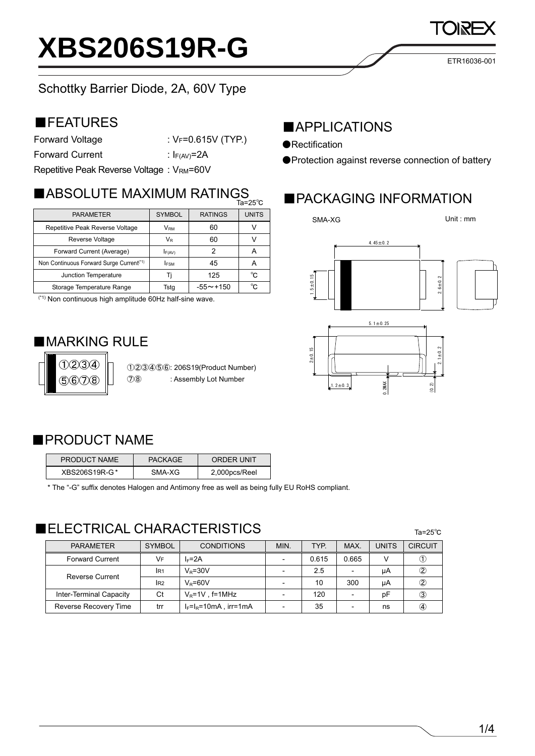# XBS206S19R-G

ETR16036-001

Schottky Barrier Diode, 2A, 60V Type

## ■FEATURES

Forward Voltage : $V_F$=0.615V (TYP.)

Forward Current : $I_{F(AV)}$=2A

Repetitive Peak Reverse Voltage : $V_{RM}$=60V

## ■APPLICATIONS

●Rectification

●Protection against reverse connection of battery

## ■ABSOLUTE MAXIMUM RATINGS

Ta=25℃

| PARAMETER | SYMBOL | RATINGS | UNITS |
|---|---|---|---|
| Repetitive Peak Reverse Voltage | $V_{RM}$ | 60 | V |
| Reverse Voltage | $V_R$ | 60 | V |
| Forward Current (Average) | $I_{F(AV)}$ | 2 | A |
| Non Continuous Forward Surge Current(*1) | $I_{FSM}$ | 45 | A |
| Junction Temperature | Tj | 125 | ℃ |
| Storage Temperature Range | Tstg | -55～+150 | ℃ |

(*1) Non continuous high amplitude 60Hz half-sine wave.

## ■PACKAGING INFORMATION

SMA-XG

Unit : mm

4.45±0.2

1.5±0.15

2.6±0.2

5.1±0.25

2±0.15

2.1±0.2

1.2±0.3

0.2MAX

(0.2)

## ■MARKING RULE

①②③④
⑤⑥⑦⑧

①②③④⑤⑥: 206S19(Product Number)

⑦⑧ : Assembly Lot Number

## ■PRODUCT NAME

| PRODUCT NAME | PACKAGE | ORDER UNIT |
|---|---|---|
| XBS206S19R-G* | SMA-XG | 2,000pcs/Reel |

* The "-G" suffix denotes Halogen and Antimony free as well as being fully EU RoHS compliant.

## ■ELECTRICAL CHARACTERISTICS

Ta=25℃

| PARAMETER | SYMBOL | CONDITIONS | MIN. | TYP. | MAX. | UNITS | CIRCUIT |
|---|---|---|---|---|---|---|---|
| Forward Current | $V_F$ | $I_F$=2A | - | 0.615 | 0.665 | V | ① |
| Reverse Current | $I_{R1}$ | $V_R$=30V | - | 2.5 | - | μA | ② |
| | $I_{R2}$ | $V_R$=60V | - | 10 | 300 | μA | ② |
| Inter-Terminal Capacity | Ct | $V_R$=1V , f=1MHz | - | 120 | - | pF | ③ |
| Reverse Recovery Time | trr | $I_F$=$I_R$=10mA , irr=1mA | - | 35 | - | ns | ④ |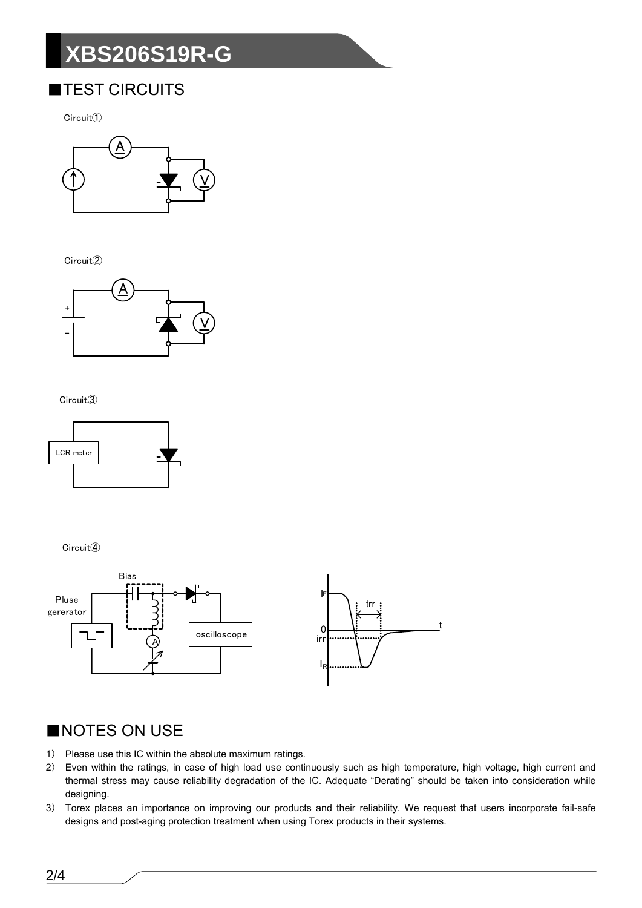## ■TEST CIRCUITS

Circuit①

Circuit②

Circuit③

LCR meter

Circuit④

Bias

Pluse gererator

oscilloscope

IF

trr

0

irr

IR

t

## ■NOTES ON USE

1) Please use this IC within the absolute maximum ratings.
2) Even within the ratings, in case of high load use continuously such as high temperature, high voltage, high current and thermal stress may cause reliability degradation of the IC. Adequate "Derating" should be taken into consideration while designing.
3) Torex places an importance on improving our products and their reliability. We request that users incorporate fail-safe designs and post-aging protection treatment when using Torex products in their systems.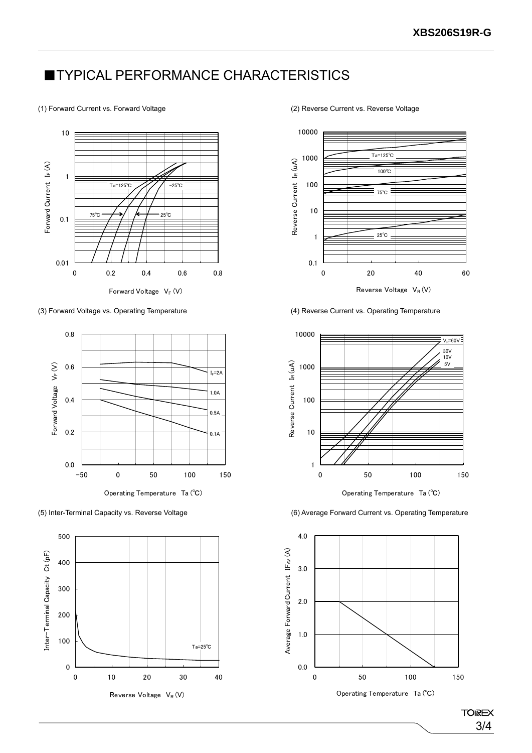## ■TYPICAL PERFORMANCE CHARACTERISTICS

(1) Forward Current vs. Forward Voltage

(2) Reverse Current vs. Reverse Voltage

(3) Forward Voltage vs. Operating Temperature

(4) Reverse Current vs. Operating Temperature

(5) Inter-Terminal Capacity vs. Reverse Voltage

(6) Average Forward Current vs. Operating Temperature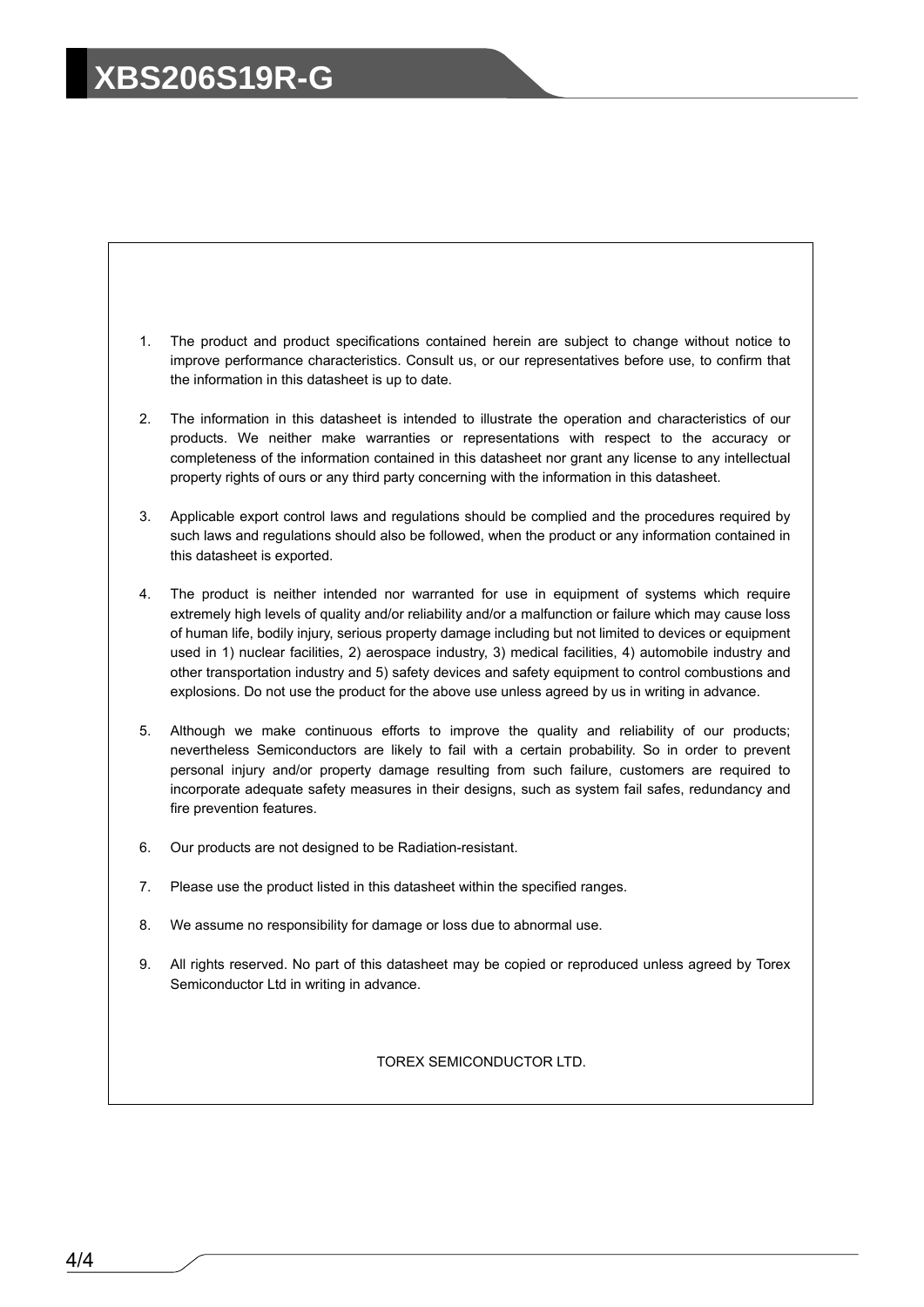1. The product and product specifications contained herein are subject to change without notice to improve performance characteristics. Consult us, or our representatives before use, to confirm that the information in this datasheet is up to date.

2. The information in this datasheet is intended to illustrate the operation and characteristics of our products. We neither make warranties or representations with respect to the accuracy or completeness of the information contained in this datasheet nor grant any license to any intellectual property rights of ours or any third party concerning with the information in this datasheet.

3. Applicable export control laws and regulations should be complied and the procedures required by such laws and regulations should also be followed, when the product or any information contained in this datasheet is exported.

4. The product is neither intended nor warranted for use in equipment of systems which require extremely high levels of quality and/or reliability and/or a malfunction or failure which may cause loss of human life, bodily injury, serious property damage including but not limited to devices or equipment used in 1) nuclear facilities, 2) aerospace industry, 3) medical facilities, 4) automobile industry and other transportation industry and 5) safety devices and safety equipment to control combustions and explosions. Do not use the product for the above use unless agreed by us in writing in advance.

5. Although we make continuous efforts to improve the quality and reliability of our products; nevertheless Semiconductors are likely to fail with a certain probability. So in order to prevent personal injury and/or property damage resulting from such failure, customers are required to incorporate adequate safety measures in their designs, such as system fail safes, redundancy and fire prevention features.

6. Our products are not designed to be Radiation-resistant.

7. Please use the product listed in this datasheet within the specified ranges.

8. We assume no responsibility for damage or loss due to abnormal use.

9. All rights reserved. No part of this datasheet may be copied or reproduced unless agreed by Torex Semiconductor Ltd in writing in advance.

TOREX SEMICONDUCTOR LTD.